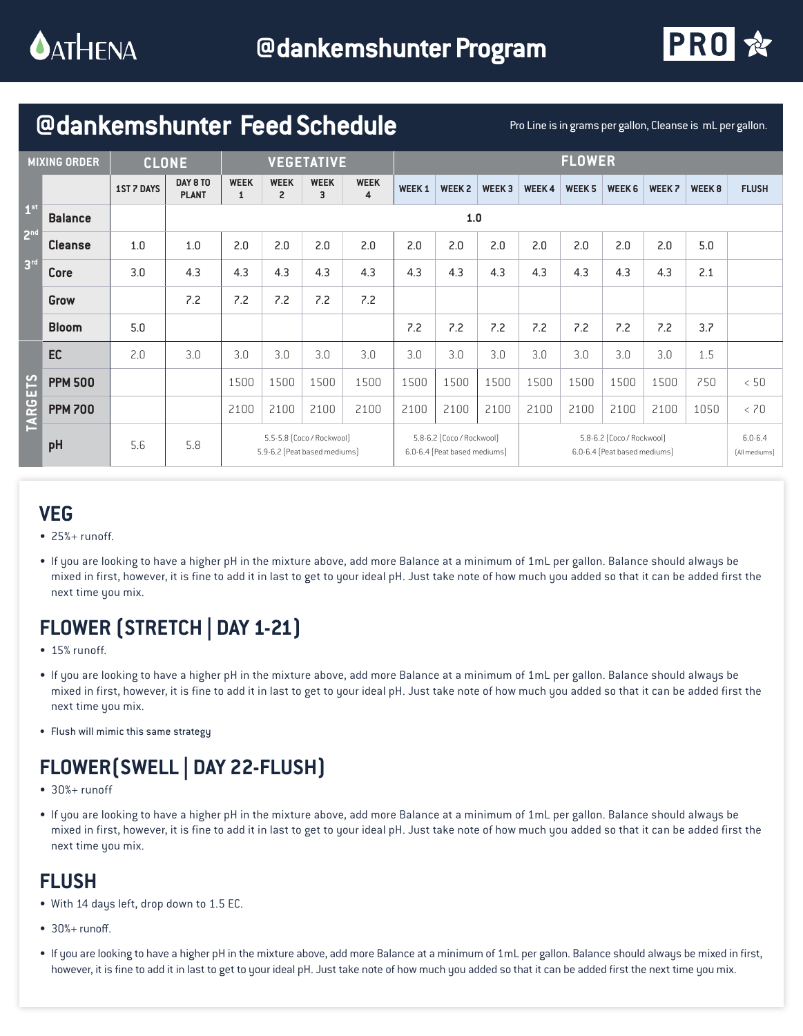# @dankemshunter Program

## @dankemshunter Feed Schedule

Pro Line is in grams per gallon, Cleanse is mL per gallon.

| MIXING ORDER | | CLONE | | VEGETATIVE | | | | FLOWER | | | | | | | | |
|---|---|---|---|---|---|---|---|---|---|---|---|---|---|---|---|---|
| | | 1ST 7 DAYS | DAY 8 TO PLANT | WEEK 1 | WEEK 2 | WEEK 3 | WEEK 4 | WEEK 1 | WEEK 2 | WEEK 3 | WEEK 4 | WEEK 5 | WEEK 6 | WEEK 7 | WEEK 8 | FLUSH |
| 1st | Balance | | 1.0 | | | | | | | | | | | | | |
| 2nd | Cleanse | 1.0 | 1.0 | 2.0 | 2.0 | 2.0 | 2.0 | 2.0 | 2.0 | 2.0 | 2.0 | 2.0 | 2.0 | 2.0 | 5.0 | |
| 3rd | Core | 3.0 | 4.3 | 4.3 | 4.3 | 4.3 | 4.3 | 4.3 | 4.3 | 4.3 | 4.3 | 4.3 | 4.3 | 4.3 | 2.1 | |
| | Grow | | 7.2 | 7.2 | 7.2 | 7.2 | 7.2 | | | | | | | | | |
| | Bloom | 5.0 | | | | | | 7.2 | 7.2 | 7.2 | 7.2 | 7.2 | 7.2 | 7.2 | 3.7 | |
| TARGETS | EC | 2.0 | 3.0 | 3.0 | 3.0 | 3.0 | 3.0 | 3.0 | 3.0 | 3.0 | 3.0 | 3.0 | 3.0 | 3.0 | 1.5 | |
| | PPM 500 | | | 1500 | 1500 | 1500 | 1500 | 1500 | 1500 | 1500 | 1500 | 1500 | 1500 | 1500 | 750 | < 50 |
| | PPM 700 | | | 2100 | 2100 | 2100 | 2100 | 2100 | 2100 | 2100 | 2100 | 2100 | 2100 | 2100 | 1050 | < 70 |
| | pH | 5.6 | 5.8 | 5.5-5.8 (Coco / Rockwool) 5.9-6.2 (Peat based mediums) | | | | 5.8-6.2 (Coco / Rockwool) 6.0-6.4 (Peat based mediums) | | | 5.8-6.2 (Coco / Rockwool) 6.0-6.4 (Peat based mediums) | | | | | 6.0-6.4 (All mediums) |

## VEG

- 25%+ runoff.
- If you are looking to have a higher pH in the mixture above, add more Balance at a minimum of 1mL per gallon. Balance should always be mixed in first, however, it is fine to add it in last to get to your ideal pH. Just take note of how much you added so that it can be added first the next time you mix.

## FLOWER (STRETCH | DAY 1-21)

- 15% runoff.
- If you are looking to have a higher pH in the mixture above, add more Balance at a minimum of 1mL per gallon. Balance should always be mixed in first, however, it is fine to add it in last to get to your ideal pH. Just take note of how much you added so that it can be added first the next time you mix.
- Flush will mimic this same strategy

## FLOWER(SWELL | DAY 22-FLUSH)

- 30%+ runoff
- If you are looking to have a higher pH in the mixture above, add more Balance at a minimum of 1mL per gallon. Balance should always be mixed in first, however, it is fine to add it in last to get to your ideal pH. Just take note of how much you added so that it can be added first the next time you mix.

## FLUSH

- With 14 days left, drop down to 1.5 EC.
- 30%+ runoff.
- If you are looking to have a higher pH in the mixture above, add more Balance at a minimum of 1mL per gallon. Balance should always be mixed in first, however, it is fine to add it in last to get to your ideal pH. Just take note of how much you added so that it can be added first the next time you mix.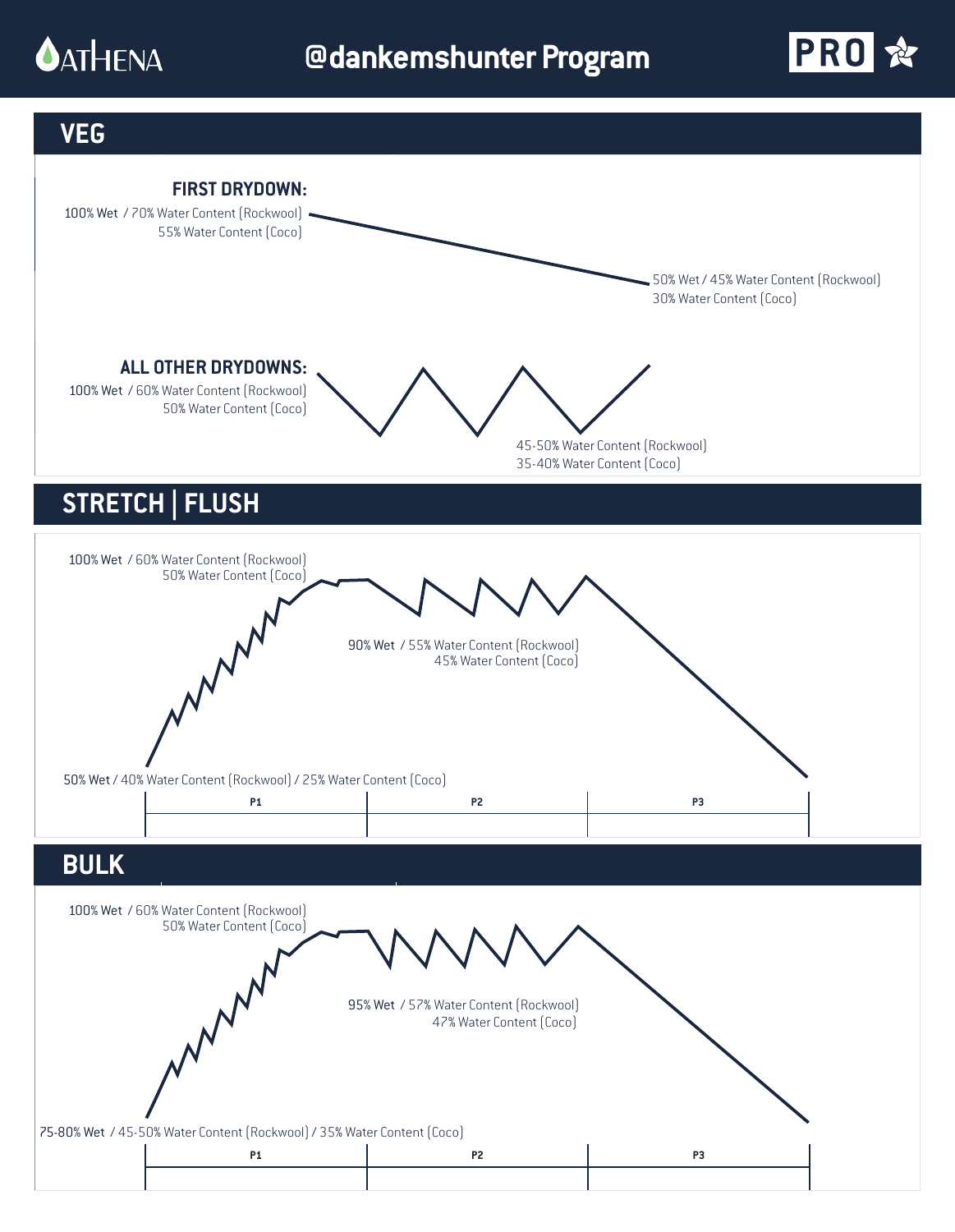# @dankemshunter Program

## VEG

**FIRST DRYDOWN:**

100% Wet / 70% Water Content (Rockwool)
55% Water Content (Coco)

50% Wet / 45% Water Content (Rockwool)
30% Water Content (Coco)

**ALL OTHER DRYDOWNS:**

100% Wet / 60% Water Content (Rockwool)
50% Water Content (Coco)

45-50% Water Content (Rockwool)
35-40% Water Content (Coco)

## STRETCH | FLUSH

100% Wet / 60% Water Content (Rockwool)
50% Water Content (Coco)

90% Wet / 55% Water Content (Rockwool)
45% Water Content (Coco)

50% Wet / 40% Water Content (Rockwool) / 25% Water Content (Coco)

P1 | P2 | P3

## BULK

100% Wet / 60% Water Content (Rockwool)
50% Water Content (Coco)

95% Wet / 57% Water Content (Rockwool)
47% Water Content (Coco)

75-80% Wet / 45-50% Water Content (Rockwool) / 35% Water Content (Coco)

P1 | P2 | P3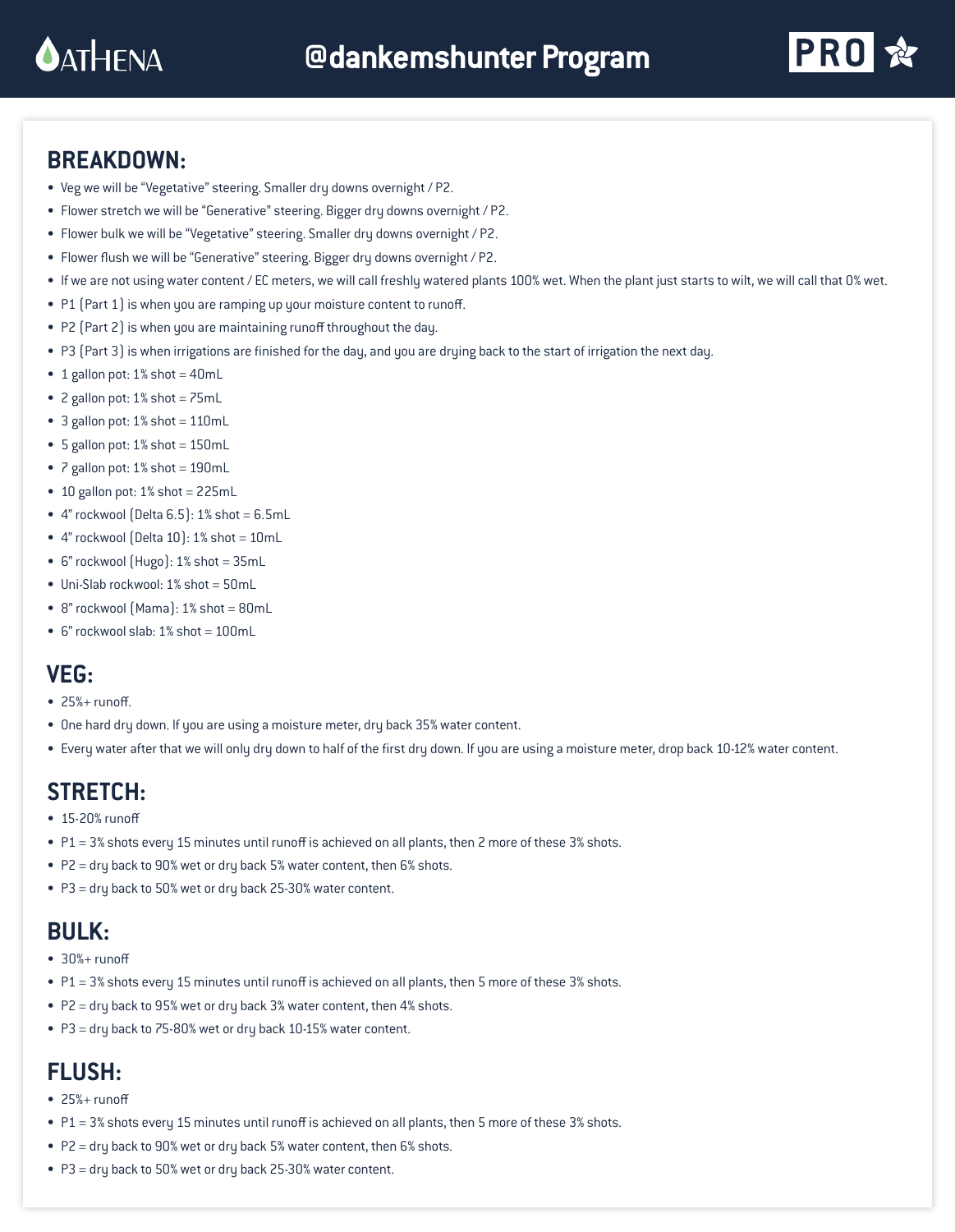# @dankemshunter Program

## BREAKDOWN:

- Veg we will be "Vegetative" steering. Smaller dry downs overnight / P2.
- Flower stretch we will be "Generative" steering. Bigger dry downs overnight / P2.
- Flower bulk we will be "Vegetative" steering. Smaller dry downs overnight / P2.
- Flower flush we will be "Generative" steering. Bigger dry downs overnight / P2.
- If we are not using water content / EC meters, we will call freshly watered plants 100% wet. When the plant just starts to wilt, we will call that 0% wet.
- P1 (Part 1) is when you are ramping up your moisture content to runoff.
- P2 (Part 2) is when you are maintaining runoff throughout the day.
- P3 (Part 3) is when irrigations are finished for the day, and you are drying back to the start of irrigation the next day.
- 1 gallon pot: 1% shot = 40mL
- 2 gallon pot: 1% shot = 75mL
- 3 gallon pot: 1% shot = 110mL
- 5 gallon pot: 1% shot = 150mL
- 7 gallon pot: 1% shot = 190mL
- 10 gallon pot: 1% shot = 225mL
- 4" rockwool (Delta 6.5): 1% shot = 6.5mL
- 4" rockwool (Delta 10): 1% shot = 10mL
- 6" rockwool (Hugo): 1% shot = 35mL
- Uni-Slab rockwool: 1% shot = 50mL
- 8" rockwool (Mama): 1% shot = 80mL
- 6" rockwool slab: 1% shot = 100mL

## VEG:

- 25%+ runoff.
- One hard dry down. If you are using a moisture meter, dry back 35% water content.
- Every water after that we will only dry down to half of the first dry down. If you are using a moisture meter, drop back 10-12% water content.

## STRETCH:

- 15-20% runoff
- P1 = 3% shots every 15 minutes until runoff is achieved on all plants, then 2 more of these 3% shots.
- P2 = dry back to 90% wet or dry back 5% water content, then 6% shots.
- P3 = dry back to 50% wet or dry back 25-30% water content.

## BULK:

- 30%+ runoff
- P1 = 3% shots every 15 minutes until runoff is achieved on all plants, then 5 more of these 3% shots.
- P2 = dry back to 95% wet or dry back 3% water content, then 4% shots.
- P3 = dry back to 75-80% wet or dry back 10-15% water content.

## FLUSH:

- 25%+ runoff
- P1 = 3% shots every 15 minutes until runoff is achieved on all plants, then 5 more of these 3% shots.
- P2 = dry back to 90% wet or dry back 5% water content, then 6% shots.
- P3 = dry back to 50% wet or dry back 25-30% water content.